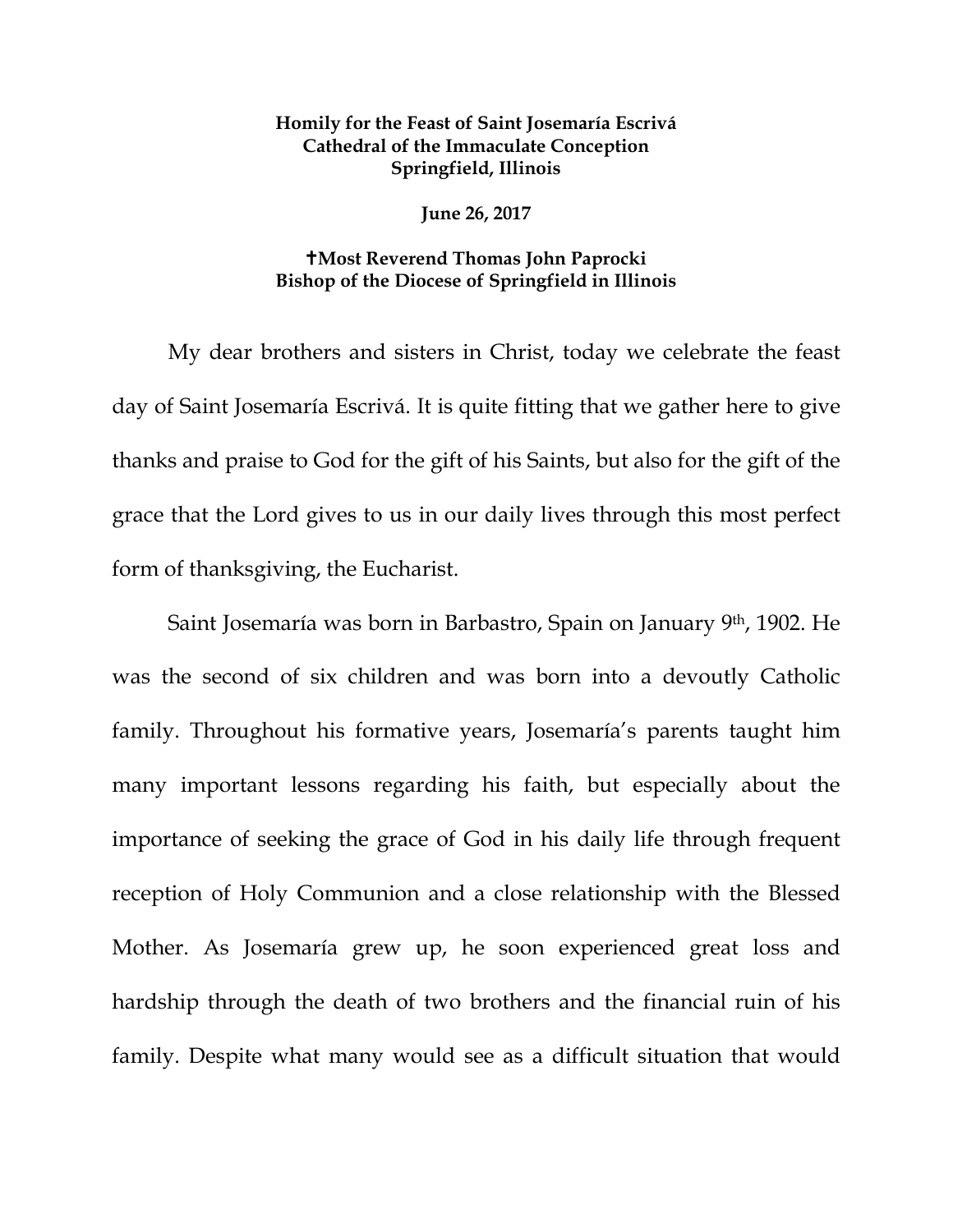**Homily for the Feast of Saint Josemaría Escrivá**
**Cathedral of the Immaculate Conception**
**Springfield, Illinois**

**June 26, 2017**

**✝Most Reverend Thomas John Paprocki**
**Bishop of the Diocese of Springfield in Illinois**

My dear brothers and sisters in Christ, today we celebrate the feast day of Saint Josemaría Escrivá. It is quite fitting that we gather here to give thanks and praise to God for the gift of his Saints, but also for the gift of the grace that the Lord gives to us in our daily lives through this most perfect form of thanksgiving, the Eucharist.

Saint Josemaría was born in Barbastro, Spain on January 9th, 1902. He was the second of six children and was born into a devoutly Catholic family. Throughout his formative years, Josemaría's parents taught him many important lessons regarding his faith, but especially about the importance of seeking the grace of God in his daily life through frequent reception of Holy Communion and a close relationship with the Blessed Mother. As Josemaría grew up, he soon experienced great loss and hardship through the death of two brothers and the financial ruin of his family. Despite what many would see as a difficult situation that would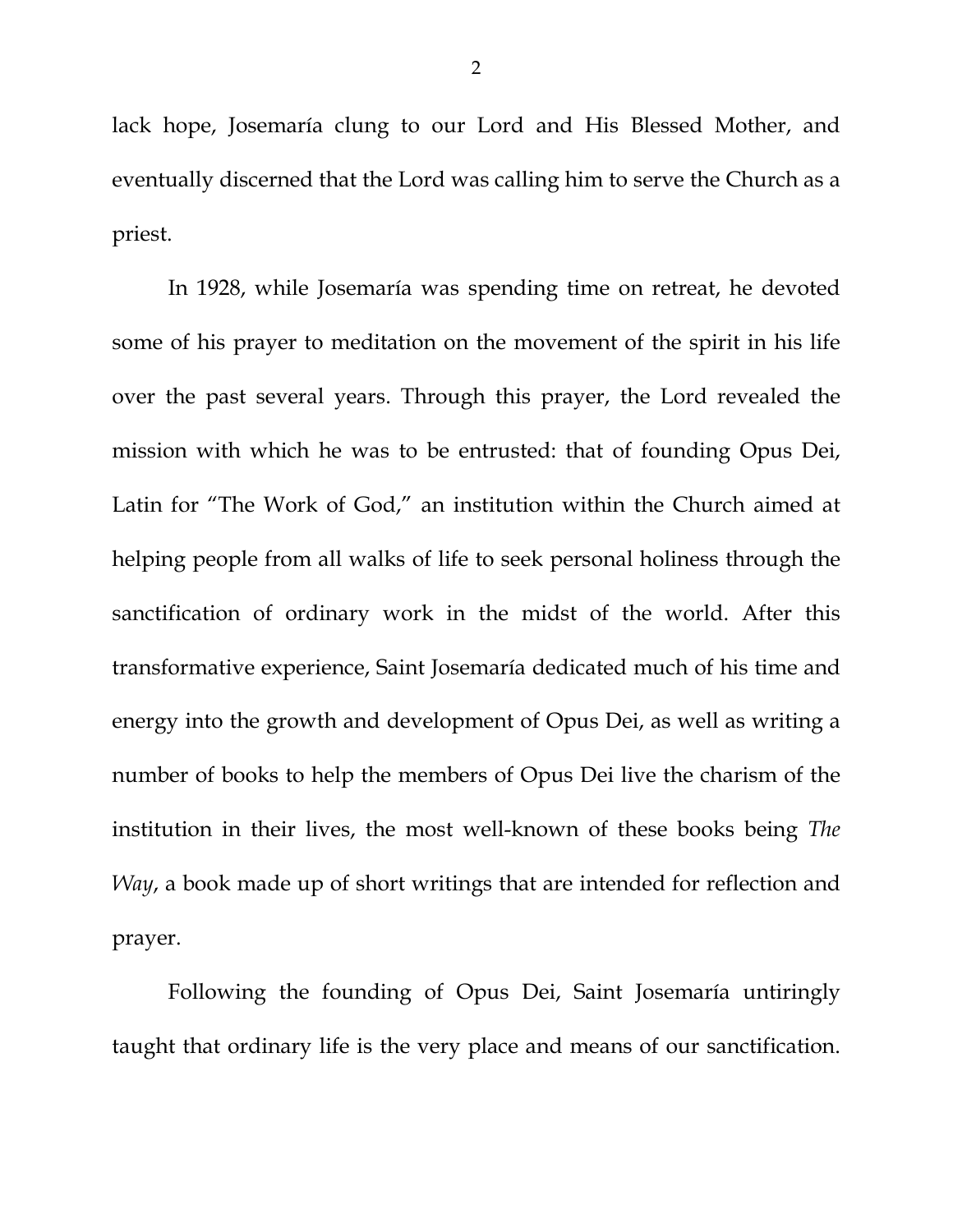lack hope, Josemaría clung to our Lord and His Blessed Mother, and eventually discerned that the Lord was calling him to serve the Church as a priest.

In 1928, while Josemaría was spending time on retreat, he devoted some of his prayer to meditation on the movement of the spirit in his life over the past several years. Through this prayer, the Lord revealed the mission with which he was to be entrusted: that of founding Opus Dei, Latin for "The Work of God," an institution within the Church aimed at helping people from all walks of life to seek personal holiness through the sanctification of ordinary work in the midst of the world. After this transformative experience, Saint Josemaría dedicated much of his time and energy into the growth and development of Opus Dei, as well as writing a number of books to help the members of Opus Dei live the charism of the institution in their lives, the most well-known of these books being *The Way*, a book made up of short writings that are intended for reflection and prayer.

Following the founding of Opus Dei, Saint Josemaría untiringly taught that ordinary life is the very place and means of our sanctification.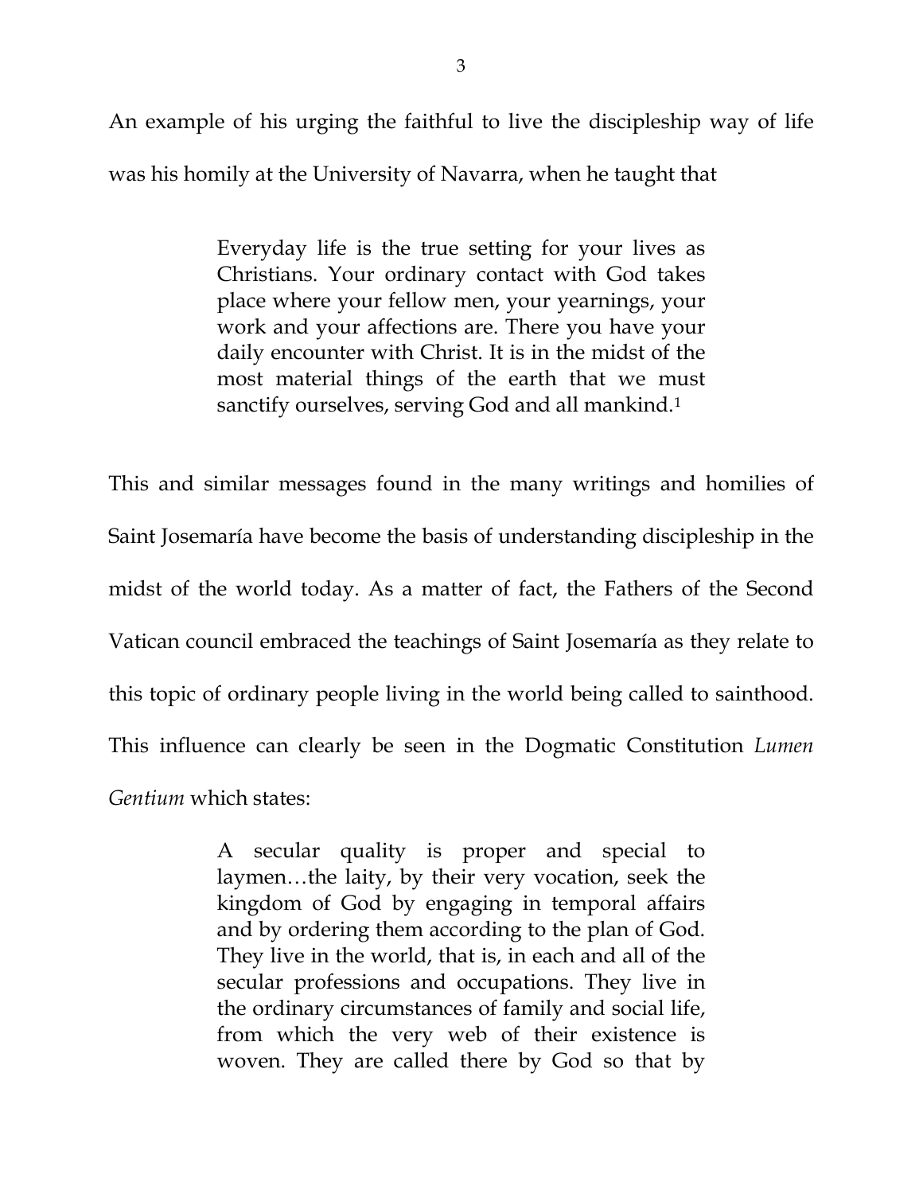An example of his urging the faithful to live the discipleship way of life was his homily at the University of Navarra, when he taught that

> Everyday life is the true setting for your lives as Christians. Your ordinary contact with God takes place where your fellow men, your yearnings, your work and your affections are. There you have your daily encounter with Christ. It is in the midst of the most material things of the earth that we must sanctify ourselves, serving God and all mankind.[1]

This and similar messages found in the many writings and homilies of Saint Josemaría have become the basis of understanding discipleship in the midst of the world today. As a matter of fact, the Fathers of the Second Vatican council embraced the teachings of Saint Josemaría as they relate to this topic of ordinary people living in the world being called to sainthood. This influence can clearly be seen in the Dogmatic Constitution *Lumen Gentium* which states:

> A secular quality is proper and special to laymen…the laity, by their very vocation, seek the kingdom of God by engaging in temporal affairs and by ordering them according to the plan of God. They live in the world, that is, in each and all of the secular professions and occupations. They live in the ordinary circumstances of family and social life, from which the very web of their existence is woven. They are called there by God so that by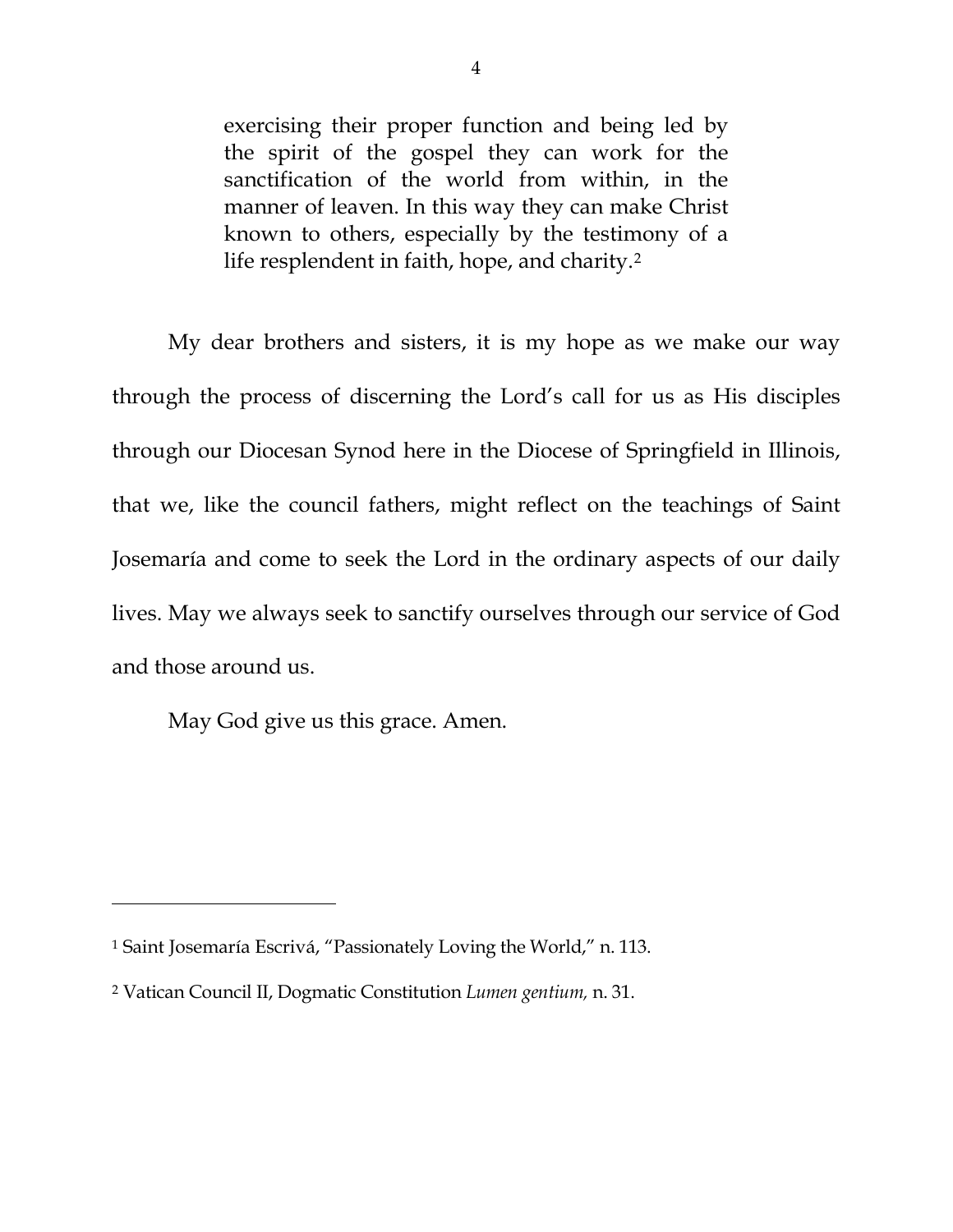> exercising their proper function and being led by the spirit of the gospel they can work for the sanctification of the world from within, in the manner of leaven. In this way they can make Christ known to others, especially by the testimony of a life resplendent in faith, hope, and charity.[2]

My dear brothers and sisters, it is my hope as we make our way through the process of discerning the Lord's call for us as His disciples through our Diocesan Synod here in the Diocese of Springfield in Illinois, that we, like the council fathers, might reflect on the teachings of Saint Josemaría and come to seek the Lord in the ordinary aspects of our daily lives. May we always seek to sanctify ourselves through our service of God and those around us.

May God give us this grace. Amen.

---

[1] Saint Josemaría Escrivá, "Passionately Loving the World," n. 113.

[2] Vatican Council II, Dogmatic Constitution *Lumen gentium,* n. 31.